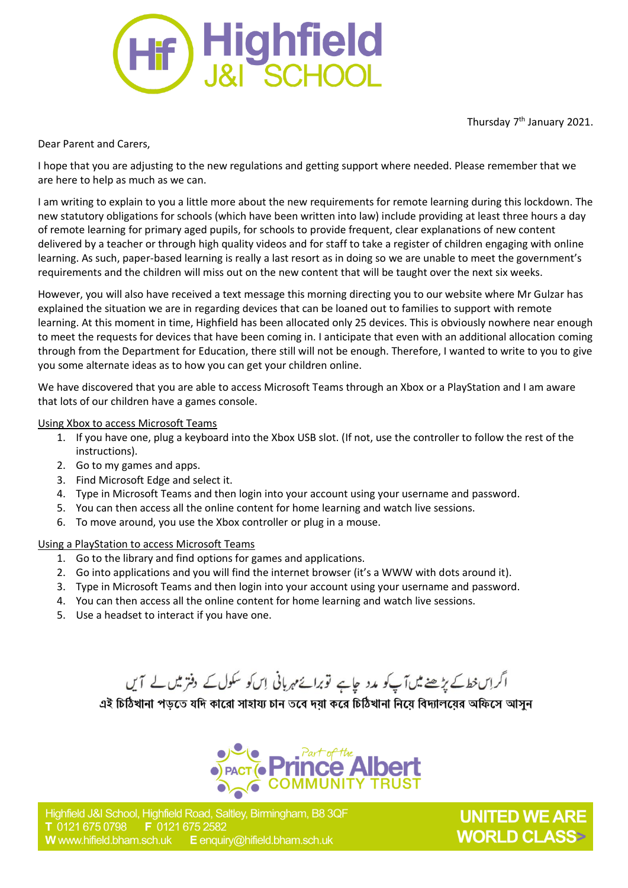# Highfield J&I SCHOOL

Thursday 7th January 2021.

Dear Parent and Carers,

I hope that you are adjusting to the new regulations and getting support where needed. Please remember that we are here to help as much as we can.

I am writing to explain to you a little more about the new requirements for remote learning during this lockdown. The new statutory obligations for schools (which have been written into law) include providing at least three hours a day of remote learning for primary aged pupils, for schools to provide frequent, clear explanations of new content delivered by a teacher or through high quality videos and for staff to take a register of children engaging with online learning. As such, paper-based learning is really a last resort as in doing so we are unable to meet the government's requirements and the children will miss out on the new content that will be taught over the next six weeks.

However, you will also have received a text message this morning directing you to our website where Mr Gulzar has explained the situation we are in regarding devices that can be loaned out to families to support with remote learning. At this moment in time, Highfield has been allocated only 25 devices. This is obviously nowhere near enough to meet the requests for devices that have been coming in. I anticipate that even with an additional allocation coming through from the Department for Education, there still will not be enough. Therefore, I wanted to write to you to give you some alternate ideas as to how you can get your children online.

We have discovered that you are able to access Microsoft Teams through an Xbox or a PlayStation and I am aware that lots of our children have a games console.

<u>Using Xbox to access Microsoft Teams</u>

1. If you have one, plug a keyboard into the Xbox USB slot. (If not, use the controller to follow the rest of the instructions).
2. Go to my games and apps.
3. Find Microsoft Edge and select it.
4. Type in Microsoft Teams and then login into your account using your username and password.
5. You can then access all the online content for home learning and watch live sessions.
6. To move around, you use the Xbox controller or plug in a mouse.

<u>Using a PlayStation to access Microsoft Teams</u>

1. Go to the library and find options for games and applications.
2. Go into applications and you will find the internet browser (it's a WWW with dots around it).
3. Type in Microsoft Teams and then login into your account using your username and password.
4. You can then access all the online content for home learning and watch live sessions.
5. Use a headset to interact if you have one.

اگر اِس خط کے پڑھنے میں آپ کو مدد چاہیے تو برائے مہربانی اِس کو سکول کے دفتر میں لے آئیں

এই চিঠিখানা পড়তে যদি কারো সাহায্য চান তবে দয়া করে চিঠিখানা নিয়ে বিদ্যালয়ের অফিসে আসুন

PACT — Part of the Prince Albert COMMUNITY TRUST

Highfield J&I School, Highfield Road, Saltley, Birmingham, B8 3QF
**T** 0121 675 0798 **F** 0121 675 2582
**W** www.hifield.bham.sch.uk **E** enquiry@hifield.bham.sch.uk

**UNITED WE ARE WORLD CLASS>**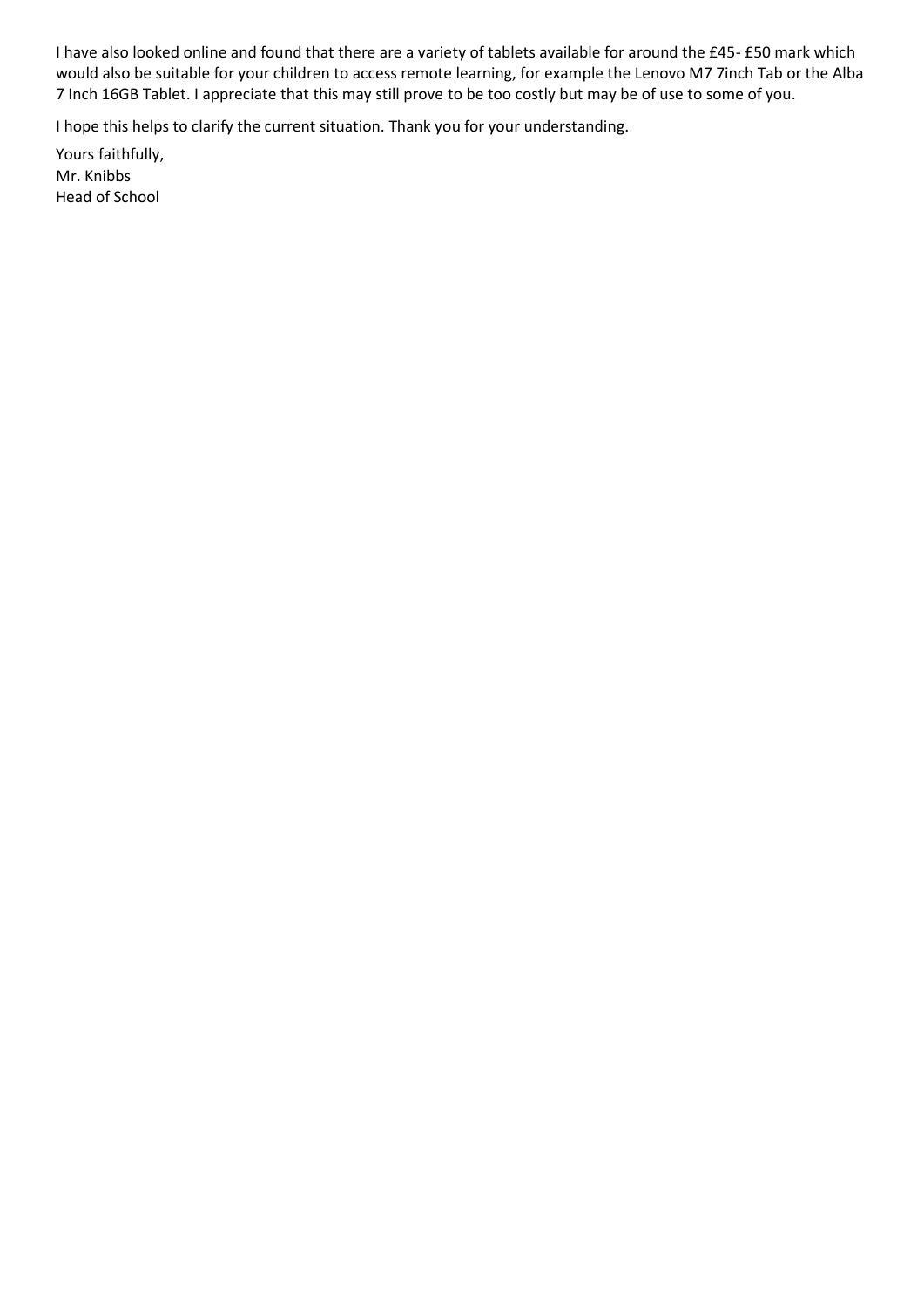I have also looked online and found that there are a variety of tablets available for around the £45- £50 mark which would also be suitable for your children to access remote learning, for example the Lenovo M7 7inch Tab or the Alba 7 Inch 16GB Tablet. I appreciate that this may still prove to be too costly but may be of use to some of you.

I hope this helps to clarify the current situation. Thank you for your understanding.

Yours faithfully,  
Mr. Knibbs  
Head of School